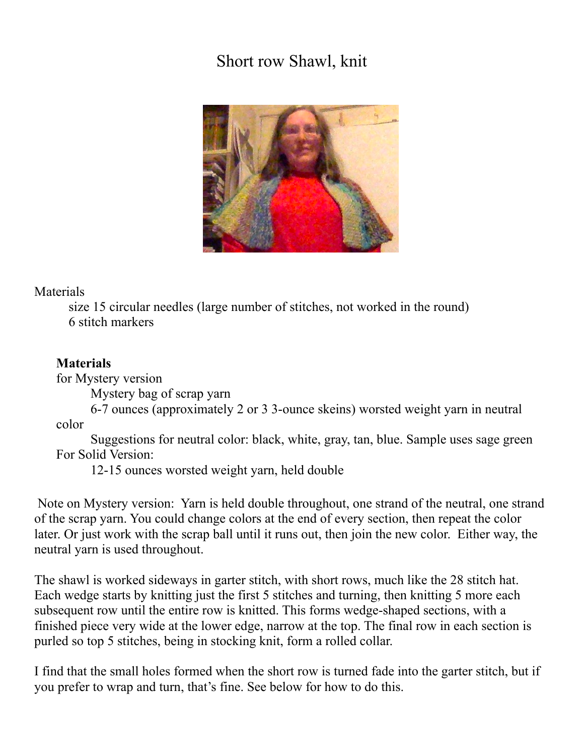# Short row Shawl, knit

Materials

- size 15 circular needles (large number of stitches, not worked in the round)
- 6 stitch markers

**Materials**

for Mystery version

- Mystery bag of scrap yarn
- 6-7 ounces (approximately 2 or 3 3-ounce skeins) worsted weight yarn in neutral color
- Suggestions for neutral color: black, white, gray, tan, blue. Sample uses sage green

For Solid Version:

- 12-15 ounces worsted weight yarn, held double

Note on Mystery version: Yarn is held double throughout, one strand of the neutral, one strand of the scrap yarn. You could change colors at the end of every section, then repeat the color later. Or just work with the scrap ball until it runs out, then join the new color. Either way, the neutral yarn is used throughout.

The shawl is worked sideways in garter stitch, with short rows, much like the 28 stitch hat. Each wedge starts by knitting just the first 5 stitches and turning, then knitting 5 more each subsequent row until the entire row is knitted. This forms wedge-shaped sections, with a finished piece very wide at the lower edge, narrow at the top. The final row in each section is purled so top 5 stitches, being in stocking knit, form a rolled collar.

I find that the small holes formed when the short row is turned fade into the garter stitch, but if you prefer to wrap and turn, that's fine. See below for how to do this.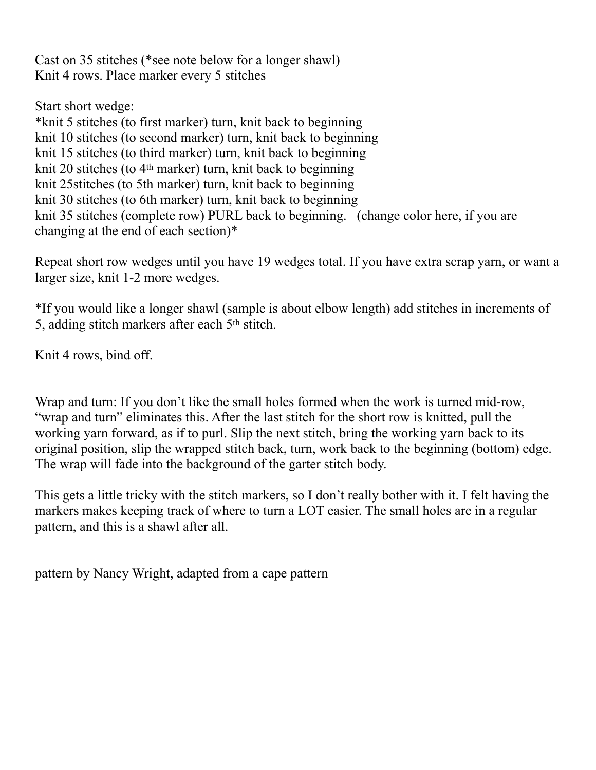Cast on 35 stitches (*see note below for a longer shawl)
Knit 4 rows. Place marker every 5 stitches

Start short wedge:
*knit 5 stitches (to first marker) turn, knit back to beginning
knit 10 stitches (to second marker) turn, knit back to beginning
knit 15 stitches (to third marker) turn, knit back to beginning
knit 20 stitches (to 4th marker) turn, knit back to beginning
knit 25stitches (to 5th marker) turn, knit back to beginning
knit 30 stitches (to 6th marker) turn, knit back to beginning
knit 35 stitches (complete row) PURL back to beginning.   (change color here, if you are changing at the end of each section)*

Repeat short row wedges until you have 19 wedges total. If you have extra scrap yarn, or want a larger size, knit 1-2 more wedges.

*If you would like a longer shawl (sample is about elbow length) add stitches in increments of 5, adding stitch markers after each 5th stitch.

Knit 4 rows, bind off.

Wrap and turn: If you don't like the small holes formed when the work is turned mid-row, "wrap and turn" eliminates this. After the last stitch for the short row is knitted, pull the working yarn forward, as if to purl. Slip the next stitch, bring the working yarn back to its original position, slip the wrapped stitch back, turn, work back to the beginning (bottom) edge. The wrap will fade into the background of the garter stitch body.

This gets a little tricky with the stitch markers, so I don't really bother with it. I felt having the markers makes keeping track of where to turn a LOT easier. The small holes are in a regular pattern, and this is a shawl after all.

pattern by Nancy Wright, adapted from a cape pattern